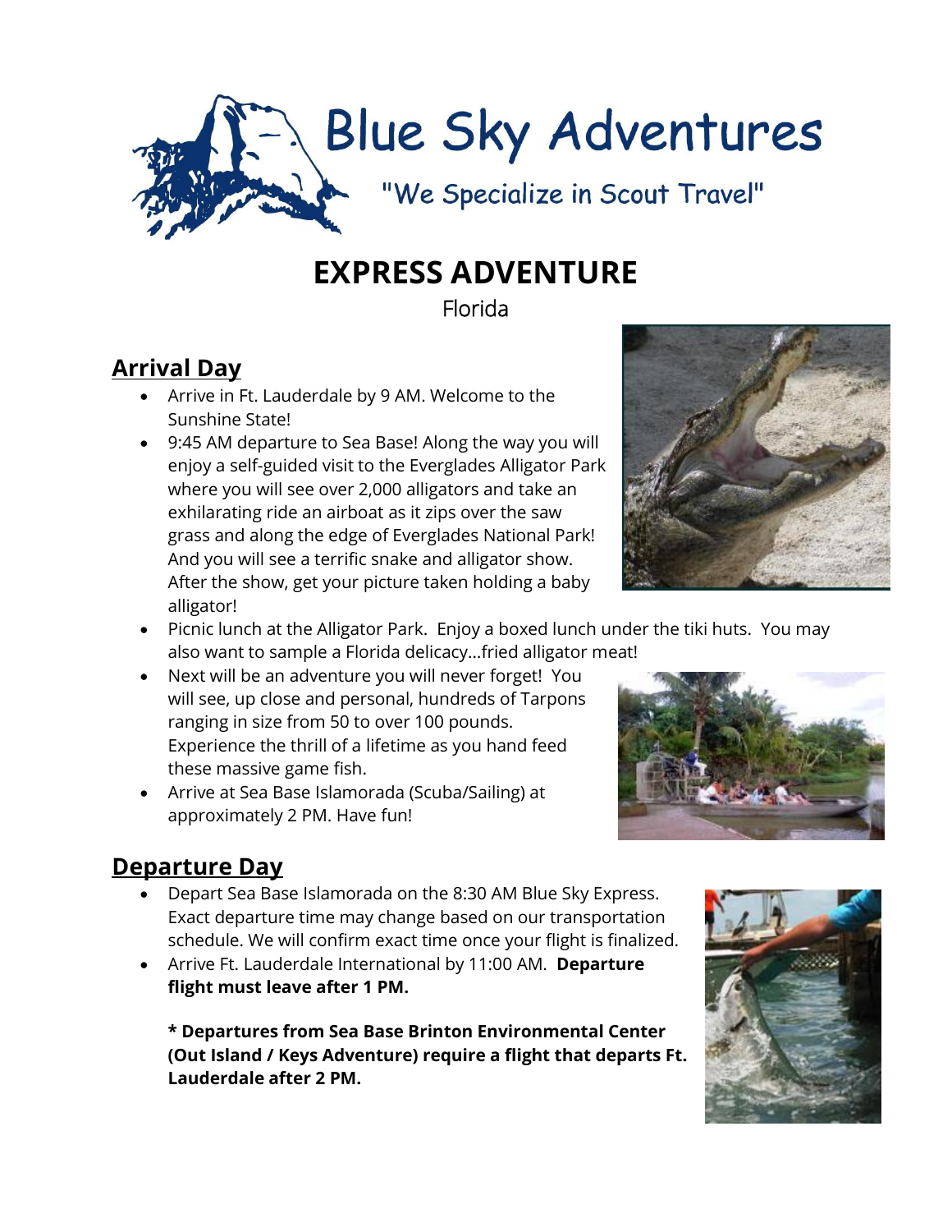# Blue Sky Adventures

"We Specialize in Scout Travel"

# EXPRESS ADVENTURE

Florida

## Arrival Day

- Arrive in Ft. Lauderdale by 9 AM. Welcome to the Sunshine State!
- 9:45 AM departure to Sea Base! Along the way you will enjoy a self-guided visit to the Everglades Alligator Park where you will see over 2,000 alligators and take an exhilarating ride an airboat as it zips over the saw grass and along the edge of Everglades National Park! And you will see a terrific snake and alligator show. After the show, get your picture taken holding a baby alligator!
- Picnic lunch at the Alligator Park. Enjoy a boxed lunch under the tiki huts. You may also want to sample a Florida delicacy…fried alligator meat!
- Next will be an adventure you will never forget! You will see, up close and personal, hundreds of Tarpons ranging in size from 50 to over 100 pounds. Experience the thrill of a lifetime as you hand feed these massive game fish.
- Arrive at Sea Base Islamorada (Scuba/Sailing) at approximately 2 PM. Have fun!

## Departure Day

- Depart Sea Base Islamorada on the 8:30 AM Blue Sky Express. Exact departure time may change based on our transportation schedule. We will confirm exact time once your flight is finalized.
- Arrive Ft. Lauderdale International by 11:00 AM. **Departure flight must leave after 1 PM.**

  **\* Departures from Sea Base Brinton Environmental Center (Out Island / Keys Adventure) require a flight that departs Ft. Lauderdale after 2 PM.**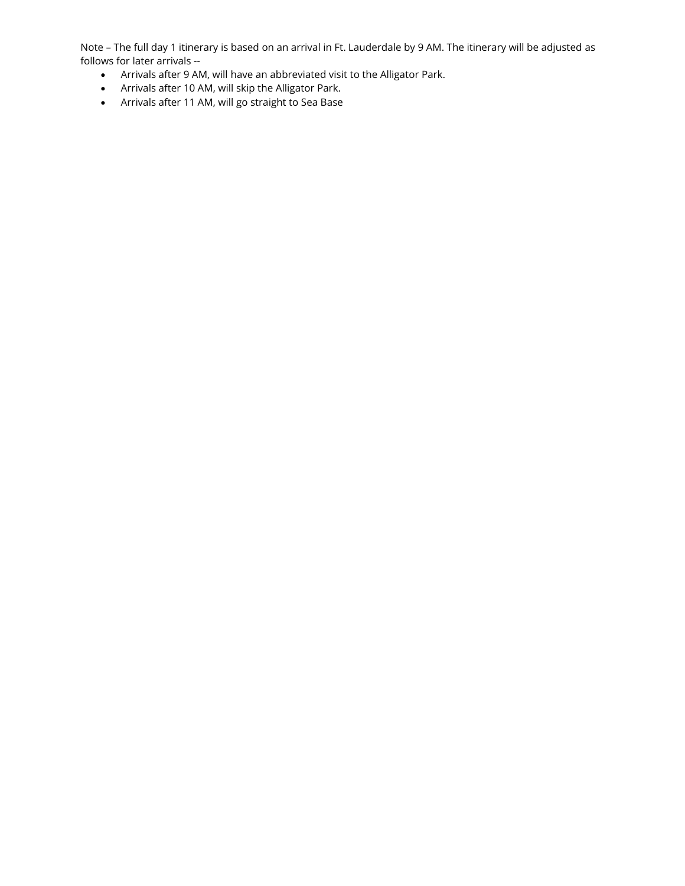Note – The full day 1 itinerary is based on an arrival in Ft. Lauderdale by 9 AM. The itinerary will be adjusted as follows for later arrivals --

- Arrivals after 9 AM, will have an abbreviated visit to the Alligator Park.
- Arrivals after 10 AM, will skip the Alligator Park.
- Arrivals after 11 AM, will go straight to Sea Base